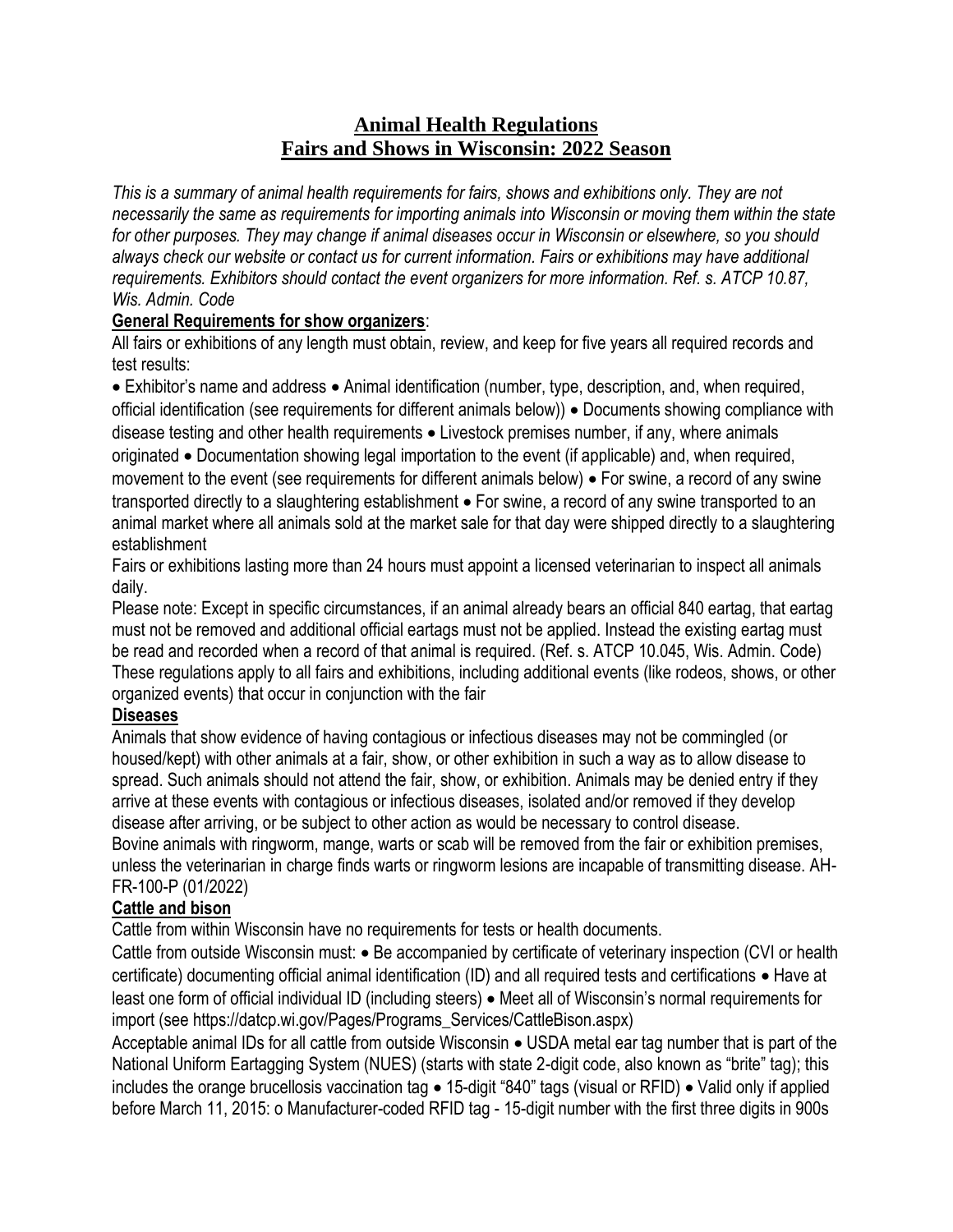# Animal Health Regulations
# Fairs and Shows in Wisconsin: 2022 Season

*This is a summary of animal health requirements for fairs, shows and exhibitions only. They are not necessarily the same as requirements for importing animals into Wisconsin or moving them within the state for other purposes. They may change if animal diseases occur in Wisconsin or elsewhere, so you should always check our website or contact us for current information. Fairs or exhibitions may have additional requirements. Exhibitors should contact the event organizers for more information. Ref. s. ATCP 10.87, Wis. Admin. Code*

**General Requirements for show organizers**:

All fairs or exhibitions of any length must obtain, review, and keep for five years all required records and test results:

- Exhibitor's name and address
- Animal identification (number, type, description, and, when required, official identification (see requirements for different animals below))
- Documents showing compliance with disease testing and other health requirements
- Livestock premises number, if any, where animals originated
- Documentation showing legal importation to the event (if applicable) and, when required, movement to the event (see requirements for different animals below)
- For swine, a record of any swine transported directly to a slaughtering establishment
- For swine, a record of any swine transported to an animal market where all animals sold at the market sale for that day were shipped directly to a slaughtering establishment

Fairs or exhibitions lasting more than 24 hours must appoint a licensed veterinarian to inspect all animals daily.

Please note: Except in specific circumstances, if an animal already bears an official 840 eartag, that eartag must not be removed and additional official eartags must not be applied. Instead the existing eartag must be read and recorded when a record of that animal is required. (Ref. s. ATCP 10.045, Wis. Admin. Code)

These regulations apply to all fairs and exhibitions, including additional events (like rodeos, shows, or other organized events) that occur in conjunction with the fair

**Diseases**

Animals that show evidence of having contagious or infectious diseases may not be commingled (or housed/kept) with other animals at a fair, show, or other exhibition in such a way as to allow disease to spread. Such animals should not attend the fair, show, or exhibition. Animals may be denied entry if they arrive at these events with contagious or infectious diseases, isolated and/or removed if they develop disease after arriving, or be subject to other action as would be necessary to control disease.

Bovine animals with ringworm, mange, warts or scab will be removed from the fair or exhibition premises, unless the veterinarian in charge finds warts or ringworm lesions are incapable of transmitting disease. AH-FR-100-P (01/2022)

**Cattle and bison**

Cattle from within Wisconsin have no requirements for tests or health documents.

Cattle from outside Wisconsin must:

- Be accompanied by certificate of veterinary inspection (CVI or health certificate) documenting official animal identification (ID) and all required tests and certifications
- Have at least one form of official individual ID (including steers)
- Meet all of Wisconsin's normal requirements for import (see https://datcp.wi.gov/Pages/Programs_Services/CattleBison.aspx)

Acceptable animal IDs for all cattle from outside Wisconsin

- USDA metal ear tag number that is part of the National Uniform Eartagging System (NUES) (starts with state 2-digit code, also known as "brite" tag); this includes the orange brucellosis vaccination tag
- 15-digit "840" tags (visual or RFID)
- Valid only if applied before March 11, 2015:
  - Manufacturer-coded RFID tag - 15-digit number with the first three digits in 900s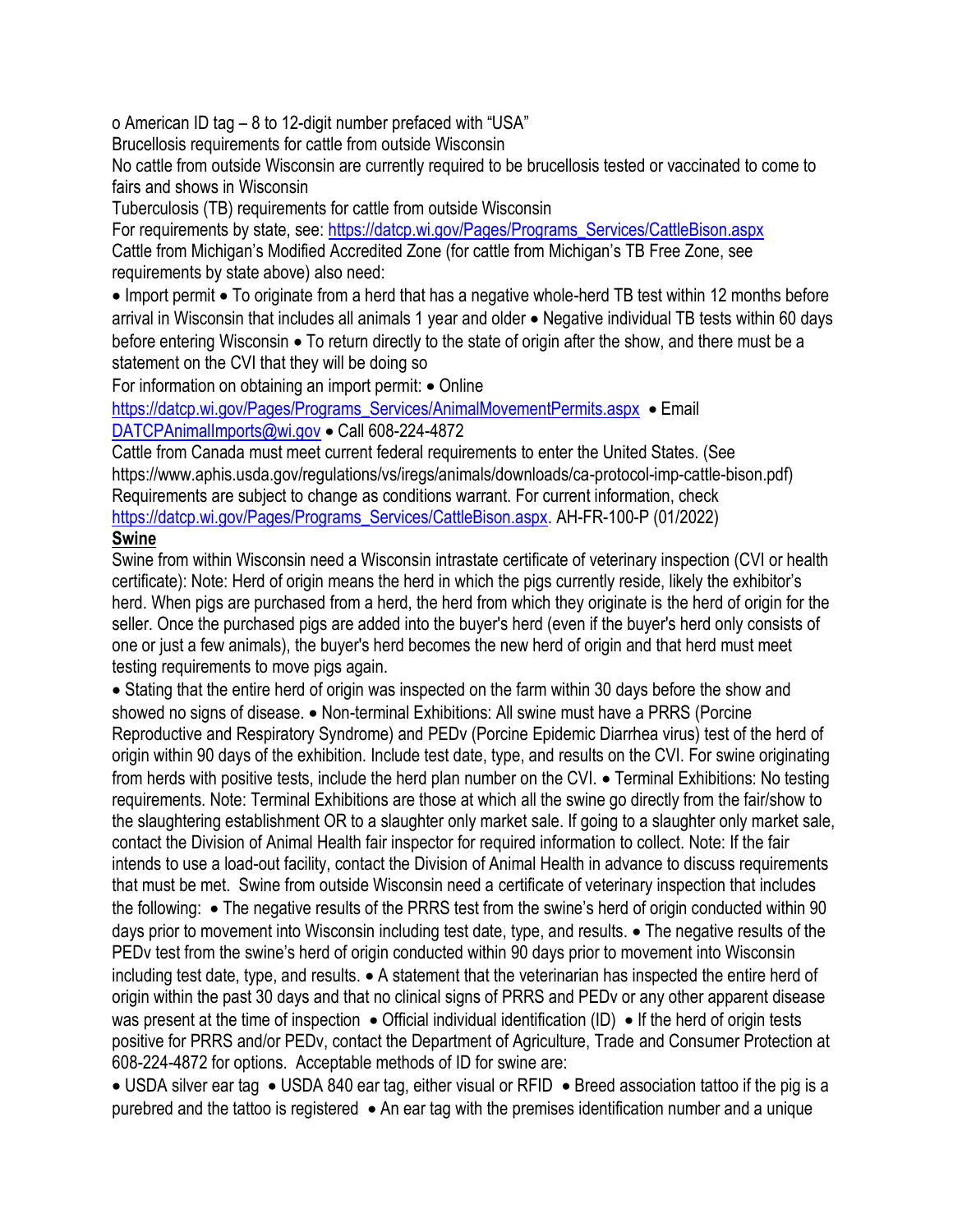- o American ID tag – 8 to 12-digit number prefaced with "USA"

Brucellosis requirements for cattle from outside Wisconsin

No cattle from outside Wisconsin are currently required to be brucellosis tested or vaccinated to come to fairs and shows in Wisconsin

Tuberculosis (TB) requirements for cattle from outside Wisconsin

For requirements by state, see: https://datcp.wi.gov/Pages/Programs_Services/CattleBison.aspx

Cattle from Michigan's Modified Accredited Zone (for cattle from Michigan's TB Free Zone, see requirements by state above) also need:

- Import permit
- To originate from a herd that has a negative whole-herd TB test within 12 months before arrival in Wisconsin that includes all animals 1 year and older
- Negative individual TB tests within 60 days before entering Wisconsin
- To return directly to the state of origin after the show, and there must be a statement on the CVI that they will be doing so

For information on obtaining an import permit:

- Online https://datcp.wi.gov/Pages/Programs_Services/AnimalMovementPermits.aspx
- Email DATCPAnimalImports@wi.gov
- Call 608-224-4872

Cattle from Canada must meet current federal requirements to enter the United States. (See https://www.aphis.usda.gov/regulations/vs/iregs/animals/downloads/ca-protocol-imp-cattle-bison.pdf) Requirements are subject to change as conditions warrant. For current information, check https://datcp.wi.gov/Pages/Programs_Services/CattleBison.aspx. AH-FR-100-P (01/2022)

## Swine

Swine from within Wisconsin need a Wisconsin intrastate certificate of veterinary inspection (CVI or health certificate): Note: Herd of origin means the herd in which the pigs currently reside, likely the exhibitor's herd. When pigs are purchased from a herd, the herd from which they originate is the herd of origin for the seller. Once the purchased pigs are added into the buyer's herd (even if the buyer's herd only consists of one or just a few animals), the buyer's herd becomes the new herd of origin and that herd must meet testing requirements to move pigs again.

- Stating that the entire herd of origin was inspected on the farm within 30 days before the show and showed no signs of disease.
- Non-terminal Exhibitions: All swine must have a PRRS (Porcine Reproductive and Respiratory Syndrome) and PEDv (Porcine Epidemic Diarrhea virus) test of the herd of origin within 90 days of the exhibition. Include test date, type, and results on the CVI. For swine originating from herds with positive tests, include the herd plan number on the CVI.
- Terminal Exhibitions: No testing requirements. Note: Terminal Exhibitions are those at which all the swine go directly from the fair/show to the slaughtering establishment OR to a slaughter only market sale. If going to a slaughter only market sale, contact the Division of Animal Health fair inspector for required information to collect. Note: If the fair intends to use a load-out facility, contact the Division of Animal Health in advance to discuss requirements that must be met.

Swine from outside Wisconsin need a certificate of veterinary inspection that includes the following:

- The negative results of the PRRS test from the swine's herd of origin conducted within 90 days prior to movement into Wisconsin including test date, type, and results.
- The negative results of the PEDv test from the swine's herd of origin conducted within 90 days prior to movement into Wisconsin including test date, type, and results.
- A statement that the veterinarian has inspected the entire herd of origin within the past 30 days and that no clinical signs of PRRS and PEDv or any other apparent disease was present at the time of inspection
- Official individual identification (ID)
- If the herd of origin tests positive for PRRS and/or PEDv, contact the Department of Agriculture, Trade and Consumer Protection at 608-224-4872 for options.

Acceptable methods of ID for swine are:

- USDA silver ear tag
- USDA 840 ear tag, either visual or RFID
- Breed association tattoo if the pig is a purebred and the tattoo is registered
- An ear tag with the premises identification number and a unique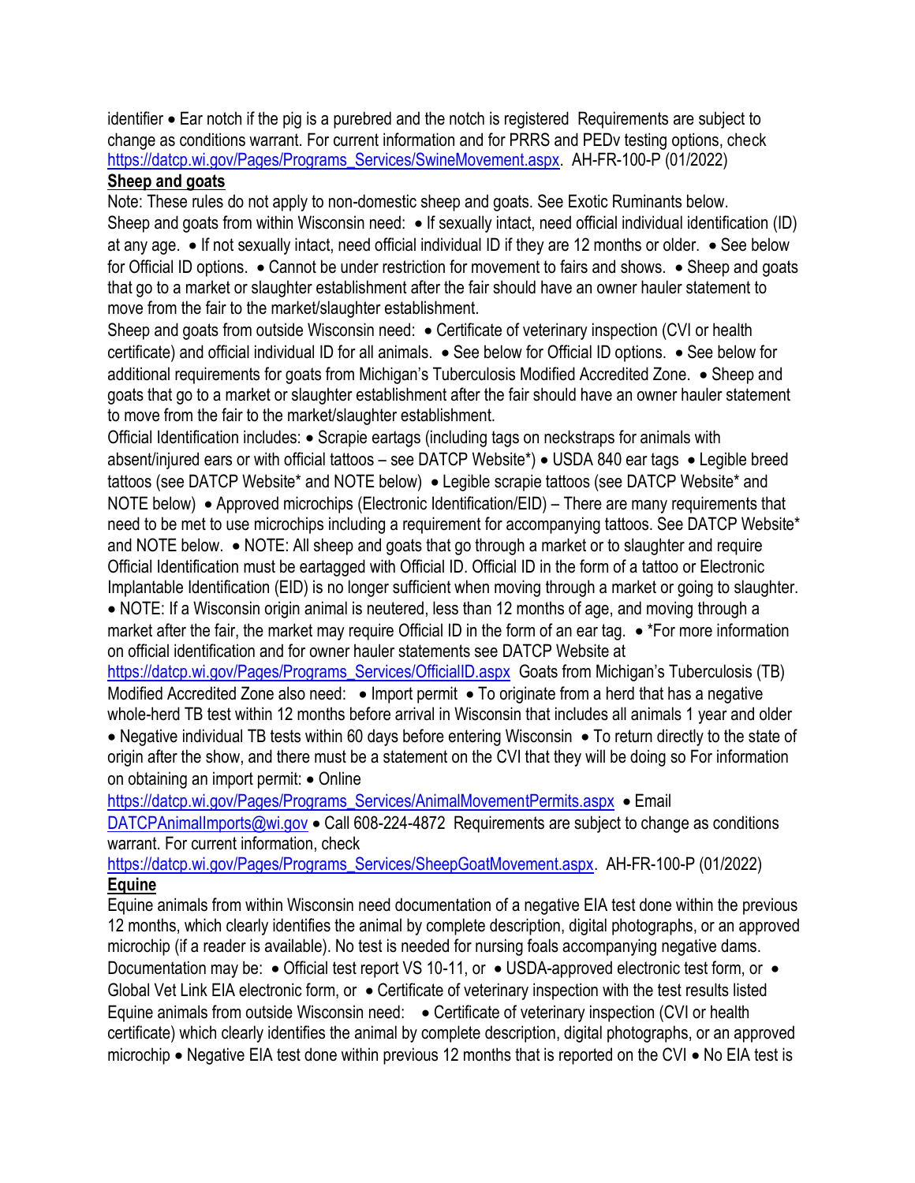identifier • Ear notch if the pig is a purebred and the notch is registered Requirements are subject to change as conditions warrant. For current information and for PRRS and PEDv testing options, check https://datcp.wi.gov/Pages/Programs_Services/SwineMovement.aspx. AH-FR-100-P (01/2022)

**Sheep and goats**

Note: These rules do not apply to non-domestic sheep and goats. See Exotic Ruminants below.

Sheep and goats from within Wisconsin need:
- If sexually intact, need official individual identification (ID) at any age.
- If not sexually intact, need official individual ID if they are 12 months or older.
- See below for Official ID options.
- Cannot be under restriction for movement to fairs and shows.
- Sheep and goats that go to a market or slaughter establishment after the fair should have an owner hauler statement to move from the fair to the market/slaughter establishment.

Sheep and goats from outside Wisconsin need:
- Certificate of veterinary inspection (CVI or health certificate) and official individual ID for all animals.
- See below for Official ID options.
- See below for additional requirements for goats from Michigan's Tuberculosis Modified Accredited Zone.
- Sheep and goats that go to a market or slaughter establishment after the fair should have an owner hauler statement to move from the fair to the market/slaughter establishment.

Official Identification includes:
- Scrapie eartags (including tags on neckstraps for animals with absent/injured ears or with official tattoos – see DATCP Website*)
- USDA 840 ear tags
- Legible breed tattoos (see DATCP Website* and NOTE below)
- Legible scrapie tattoos (see DATCP Website* and NOTE below)
- Approved microchips (Electronic Identification/EID) – There are many requirements that need to be met to use microchips including a requirement for accompanying tattoos. See DATCP Website* and NOTE below.
- NOTE: All sheep and goats that go through a market or to slaughter and require Official Identification must be eartagged with Official ID. Official ID in the form of a tattoo or Electronic Implantable Identification (EID) is no longer sufficient when moving through a market or going to slaughter.
- NOTE: If a Wisconsin origin animal is neutered, less than 12 months of age, and moving through a market after the fair, the market may require Official ID in the form of an ear tag.
- *For more information on official identification and for owner hauler statements see DATCP Website at https://datcp.wi.gov/Pages/Programs_Services/OfficialID.aspx

Goats from Michigan's Tuberculosis (TB) Modified Accredited Zone also need:
- Import permit
- To originate from a herd that has a negative whole-herd TB test within 12 months before arrival in Wisconsin that includes all animals 1 year and older
- Negative individual TB tests within 60 days before entering Wisconsin
- To return directly to the state of origin after the show, and there must be a statement on the CVI that they will be doing so

For information on obtaining an import permit:
- Online https://datcp.wi.gov/Pages/Programs_Services/AnimalMovementPermits.aspx
- Email DATCPAnimalImports@wi.gov
- Call 608-224-4872

Requirements are subject to change as conditions warrant. For current information, check https://datcp.wi.gov/Pages/Programs_Services/SheepGoatMovement.aspx. AH-FR-100-P (01/2022)

**Equine**

Equine animals from within Wisconsin need documentation of a negative EIA test done within the previous 12 months, which clearly identifies the animal by complete description, digital photographs, or an approved microchip (if a reader is available). No test is needed for nursing foals accompanying negative dams.

Documentation may be:
- Official test report VS 10-11, or
- USDA-approved electronic test form, or
- Global Vet Link EIA electronic form, or
- Certificate of veterinary inspection with the test results listed

Equine animals from outside Wisconsin need:
- Certificate of veterinary inspection (CVI or health certificate) which clearly identifies the animal by complete description, digital photographs, or an approved microchip
- Negative EIA test done within previous 12 months that is reported on the CVI
- No EIA test is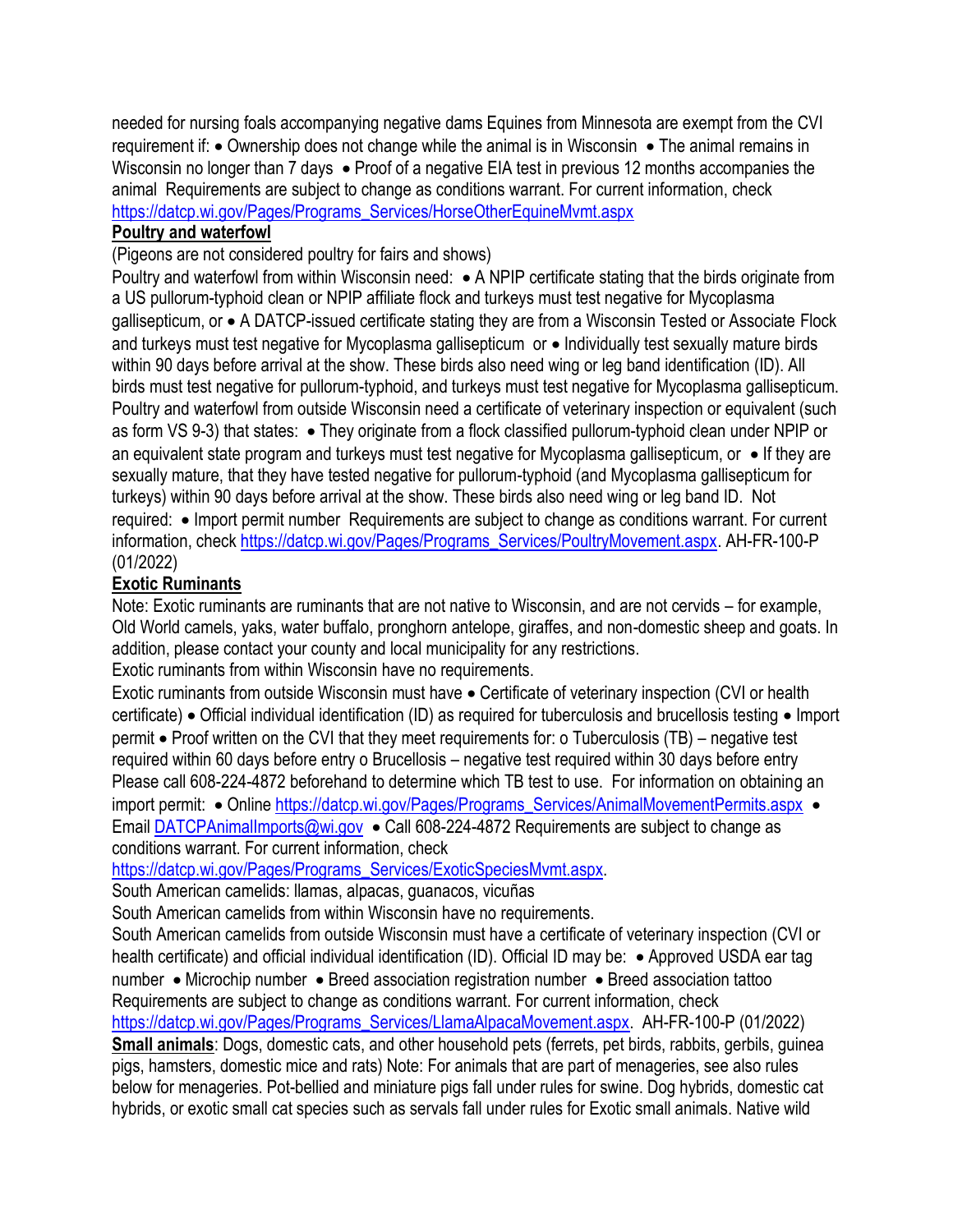needed for nursing foals accompanying negative dams Equines from Minnesota are exempt from the CVI requirement if: • Ownership does not change while the animal is in Wisconsin • The animal remains in Wisconsin no longer than 7 days • Proof of a negative EIA test in previous 12 months accompanies the animal Requirements are subject to change as conditions warrant. For current information, check https://datcp.wi.gov/Pages/Programs_Services/HorseOtherEquineMvmt.aspx

**Poultry and waterfowl**

(Pigeons are not considered poultry for fairs and shows)

Poultry and waterfowl from within Wisconsin need: • A NPIP certificate stating that the birds originate from a US pullorum-typhoid clean or NPIP affiliate flock and turkeys must test negative for Mycoplasma gallisepticum, or • A DATCP-issued certificate stating they are from a Wisconsin Tested or Associate Flock and turkeys must test negative for Mycoplasma gallisepticum or • Individually test sexually mature birds within 90 days before arrival at the show. These birds also need wing or leg band identification (ID). All birds must test negative for pullorum-typhoid, and turkeys must test negative for Mycoplasma gallisepticum. Poultry and waterfowl from outside Wisconsin need a certificate of veterinary inspection or equivalent (such as form VS 9-3) that states: • They originate from a flock classified pullorum-typhoid clean under NPIP or an equivalent state program and turkeys must test negative for Mycoplasma gallisepticum, or • If they are sexually mature, that they have tested negative for pullorum-typhoid (and Mycoplasma gallisepticum for turkeys) within 90 days before arrival at the show. These birds also need wing or leg band ID. Not required: • Import permit number Requirements are subject to change as conditions warrant. For current information, check https://datcp.wi.gov/Pages/Programs_Services/PoultryMovement.aspx. AH-FR-100-P (01/2022)

**Exotic Ruminants**

Note: Exotic ruminants are ruminants that are not native to Wisconsin, and are not cervids – for example, Old World camels, yaks, water buffalo, pronghorn antelope, giraffes, and non-domestic sheep and goats. In addition, please contact your county and local municipality for any restrictions.

Exotic ruminants from within Wisconsin have no requirements.

Exotic ruminants from outside Wisconsin must have • Certificate of veterinary inspection (CVI or health certificate) • Official individual identification (ID) as required for tuberculosis and brucellosis testing • Import permit • Proof written on the CVI that they meet requirements for: o Tuberculosis (TB) – negative test required within 60 days before entry o Brucellosis – negative test required within 30 days before entry Please call 608-224-4872 beforehand to determine which TB test to use. For information on obtaining an import permit: • Online https://datcp.wi.gov/Pages/Programs_Services/AnimalMovementPermits.aspx • Email DATCPAnimalImports@wi.gov • Call 608-224-4872 Requirements are subject to change as conditions warrant. For current information, check https://datcp.wi.gov/Pages/Programs_Services/ExoticSpeciesMvmt.aspx.

South American camelids: llamas, alpacas, guanacos, vicuñas

South American camelids from within Wisconsin have no requirements.

South American camelids from outside Wisconsin must have a certificate of veterinary inspection (CVI or health certificate) and official individual identification (ID). Official ID may be: • Approved USDA ear tag number • Microchip number • Breed association registration number • Breed association tattoo Requirements are subject to change as conditions warrant. For current information, check https://datcp.wi.gov/Pages/Programs_Services/LlamaAlpacaMovement.aspx. AH-FR-100-P (01/2022)

**Small animals**: Dogs, domestic cats, and other household pets (ferrets, pet birds, rabbits, gerbils, guinea pigs, hamsters, domestic mice and rats) Note: For animals that are part of menageries, see also rules below for menageries. Pot-bellied and miniature pigs fall under rules for swine. Dog hybrids, domestic cat hybrids, or exotic small cat species such as servals fall under rules for Exotic small animals. Native wild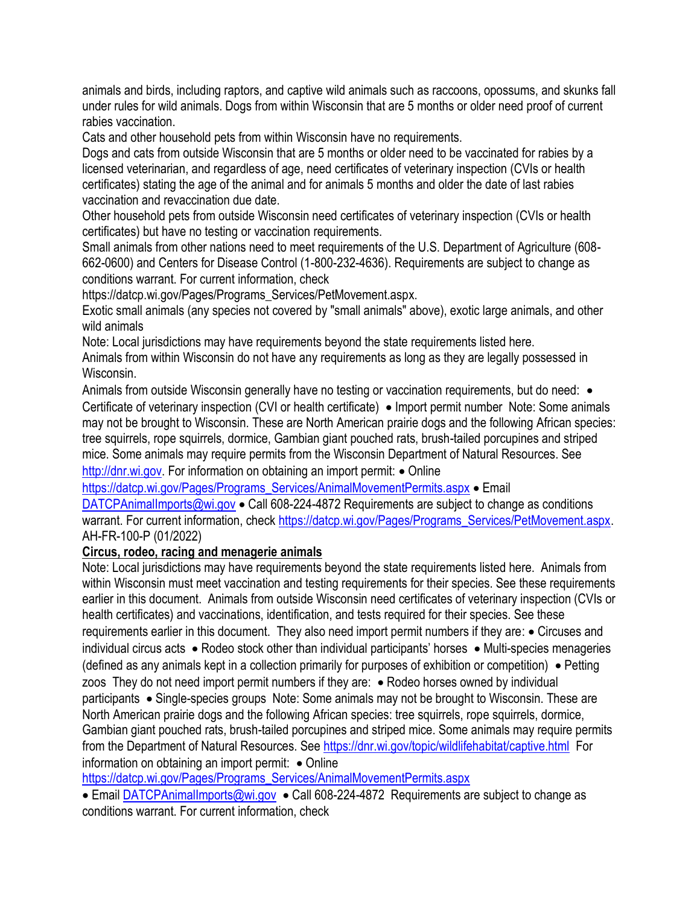animals and birds, including raptors, and captive wild animals such as raccoons, opossums, and skunks fall under rules for wild animals. Dogs from within Wisconsin that are 5 months or older need proof of current rabies vaccination.

Cats and other household pets from within Wisconsin have no requirements.

Dogs and cats from outside Wisconsin that are 5 months or older need to be vaccinated for rabies by a licensed veterinarian, and regardless of age, need certificates of veterinary inspection (CVIs or health certificates) stating the age of the animal and for animals 5 months and older the date of last rabies vaccination and revaccination due date.

Other household pets from outside Wisconsin need certificates of veterinary inspection (CVIs or health certificates) but have no testing or vaccination requirements.

Small animals from other nations need to meet requirements of the U.S. Department of Agriculture (608-662-0600) and Centers for Disease Control (1-800-232-4636). Requirements are subject to change as conditions warrant. For current information, check https://datcp.wi.gov/Pages/Programs_Services/PetMovement.aspx.

Exotic small animals (any species not covered by "small animals" above), exotic large animals, and other wild animals

Note: Local jurisdictions may have requirements beyond the state requirements listed here.

Animals from within Wisconsin do not have any requirements as long as they are legally possessed in Wisconsin.

Animals from outside Wisconsin generally have no testing or vaccination requirements, but do need:

- Certificate of veterinary inspection (CVI or health certificate)
- Import permit number

Note: Some animals may not be brought to Wisconsin. These are North American prairie dogs and the following African species: tree squirrels, rope squirrels, dormice, Gambian giant pouched rats, brush-tailed porcupines and striped mice. Some animals may require permits from the Wisconsin Department of Natural Resources. See http://dnr.wi.gov. For information on obtaining an import permit:

- Online https://datcp.wi.gov/Pages/Programs_Services/AnimalMovementPermits.aspx
- Email DATCPAnimalImports@wi.gov
- Call 608-224-4872

Requirements are subject to change as conditions warrant. For current information, check https://datcp.wi.gov/Pages/Programs_Services/PetMovement.aspx.

AH-FR-100-P (01/2022)

**Circus, rodeo, racing and menagerie animals**

Note: Local jurisdictions may have requirements beyond the state requirements listed here. Animals from within Wisconsin must meet vaccination and testing requirements for their species. See these requirements earlier in this document. Animals from outside Wisconsin need certificates of veterinary inspection (CVIs or health certificates) and vaccinations, identification, and tests required for their species. See these requirements earlier in this document. They also need import permit numbers if they are:

- Circuses and individual circus acts
- Rodeo stock other than individual participants' horses
- Multi-species menageries (defined as any animals kept in a collection primarily for purposes of exhibition or competition)
- Petting zoos

They do not need import permit numbers if they are:

- Rodeo horses owned by individual participants
- Single-species groups

Note: Some animals may not be brought to Wisconsin. These are North American prairie dogs and the following African species: tree squirrels, rope squirrels, dormice, Gambian giant pouched rats, brush-tailed porcupines and striped mice. Some animals may require permits from the Department of Natural Resources. See https://dnr.wi.gov/topic/wildlifehabitat/captive.html For information on obtaining an import permit:

- Online https://datcp.wi.gov/Pages/Programs_Services/AnimalMovementPermits.aspx
- Email DATCPAnimalImports@wi.gov
- Call 608-224-4872

Requirements are subject to change as conditions warrant. For current information, check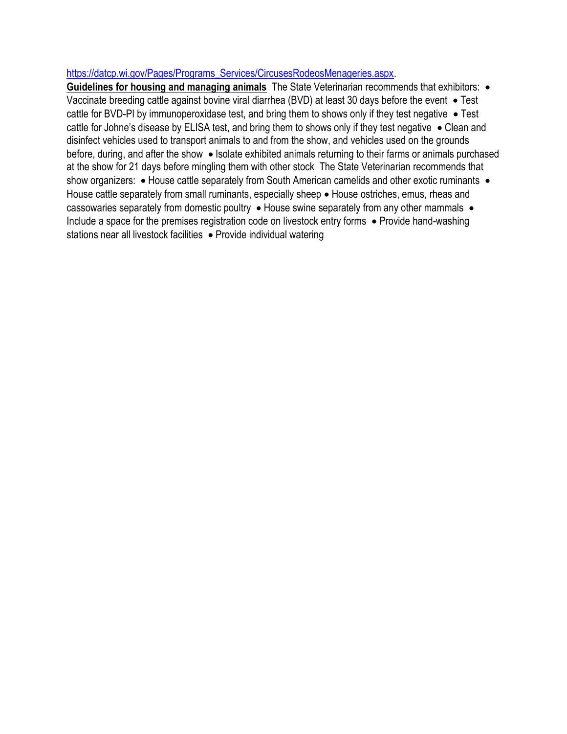https://datcp.wi.gov/Pages/Programs_Services/CircusesRodeosMenageries.aspx.

**Guidelines for housing and managing animals** The State Veterinarian recommends that exhibitors:

- Vaccinate breeding cattle against bovine viral diarrhea (BVD) at least 30 days before the event
- Test cattle for BVD-PI by immunoperoxidase test, and bring them to shows only if they test negative
- Test cattle for Johne's disease by ELISA test, and bring them to shows only if they test negative
- Clean and disinfect vehicles used to transport animals to and from the show, and vehicles used on the grounds before, during, and after the show
- Isolate exhibited animals returning to their farms or animals purchased at the show for 21 days before mingling them with other stock

The State Veterinarian recommends that show organizers:

- House cattle separately from South American camelids and other exotic ruminants
- House cattle separately from small ruminants, especially sheep
- House ostriches, emus, rheas and cassowaries separately from domestic poultry
- House swine separately from any other mammals
- Include a space for the premises registration code on livestock entry forms
- Provide hand-washing stations near all livestock facilities
- Provide individual watering